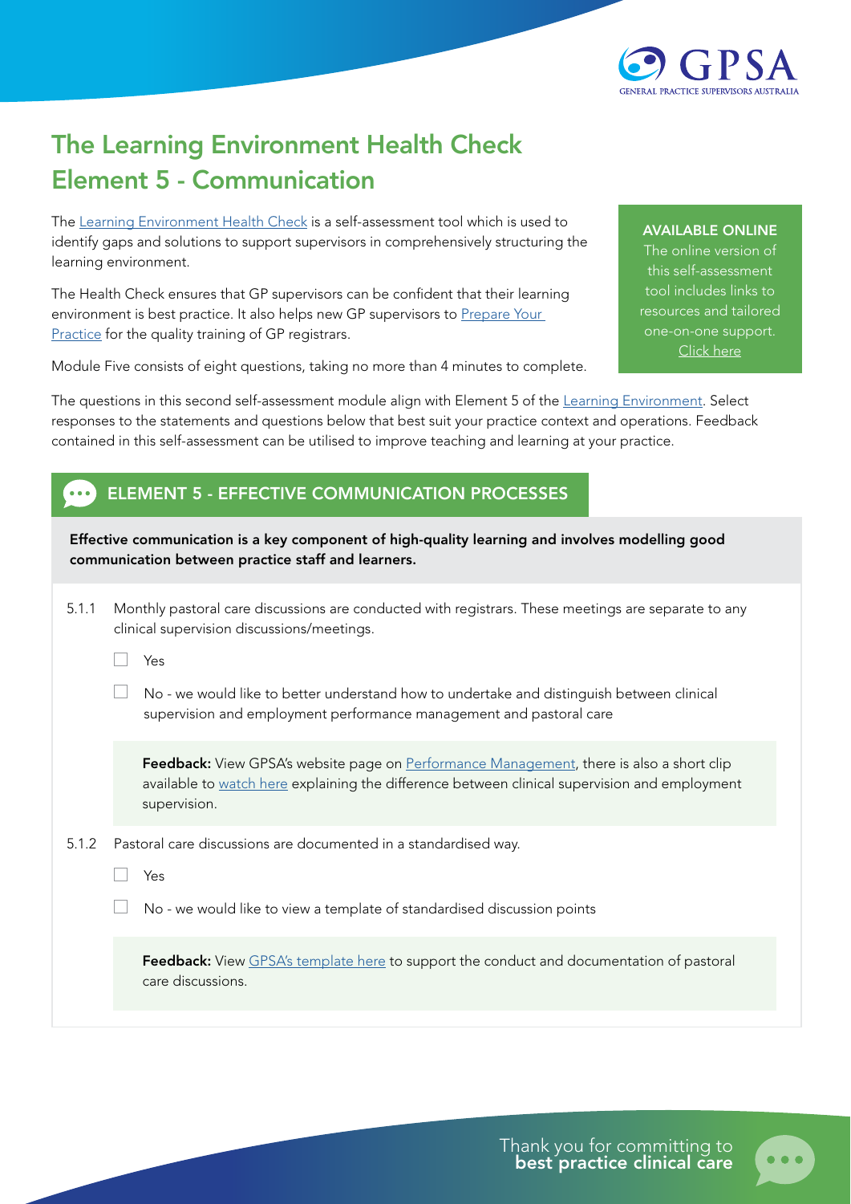# The Learning Environment Health Check Element 5 - Communication

The Learning Environment Health Check is a self-assessment tool which is used to identify gaps and solutions to support supervisors in comprehensively structuring the learning environment.

The Health Check ensures that GP supervisors can be confident that their learning environment is best practice. It also helps new GP supervisors to Prepare Your Practice for the quality training of GP registrars.

Module Five consists of eight questions, taking no more than 4 minutes to complete.

**AVAILABLE ONLINE**

The online version of this self-assessment tool includes links to resources and tailored one-on-one support. Click here

The questions in this second self-assessment module align with Element 5 of the Learning Environment. Select responses to the statements and questions below that best suit your practice context and operations. Feedback contained in this self-assessment can be utilised to improve teaching and learning at your practice.

## ELEMENT 5 - EFFECTIVE COMMUNICATION PROCESSES

**Effective communication is a key component of high-quality learning and involves modelling good communication between practice staff and learners.**

5.1.1 Monthly pastoral care discussions are conducted with registrars. These meetings are separate to any clinical supervision discussions/meetings.

- ☐ Yes
- ☐ No - we would like to better understand how to undertake and distinguish between clinical supervision and employment performance management and pastoral care

**Feedback:** View GPSA's website page on Performance Management, there is also a short clip available to watch here explaining the difference between clinical supervision and employment supervision.

5.1.2 Pastoral care discussions are documented in a standardised way.

- ☐ Yes
- ☐ No - we would like to view a template of standardised discussion points

**Feedback:** View GPSA's template here to support the conduct and documentation of pastoral care discussions.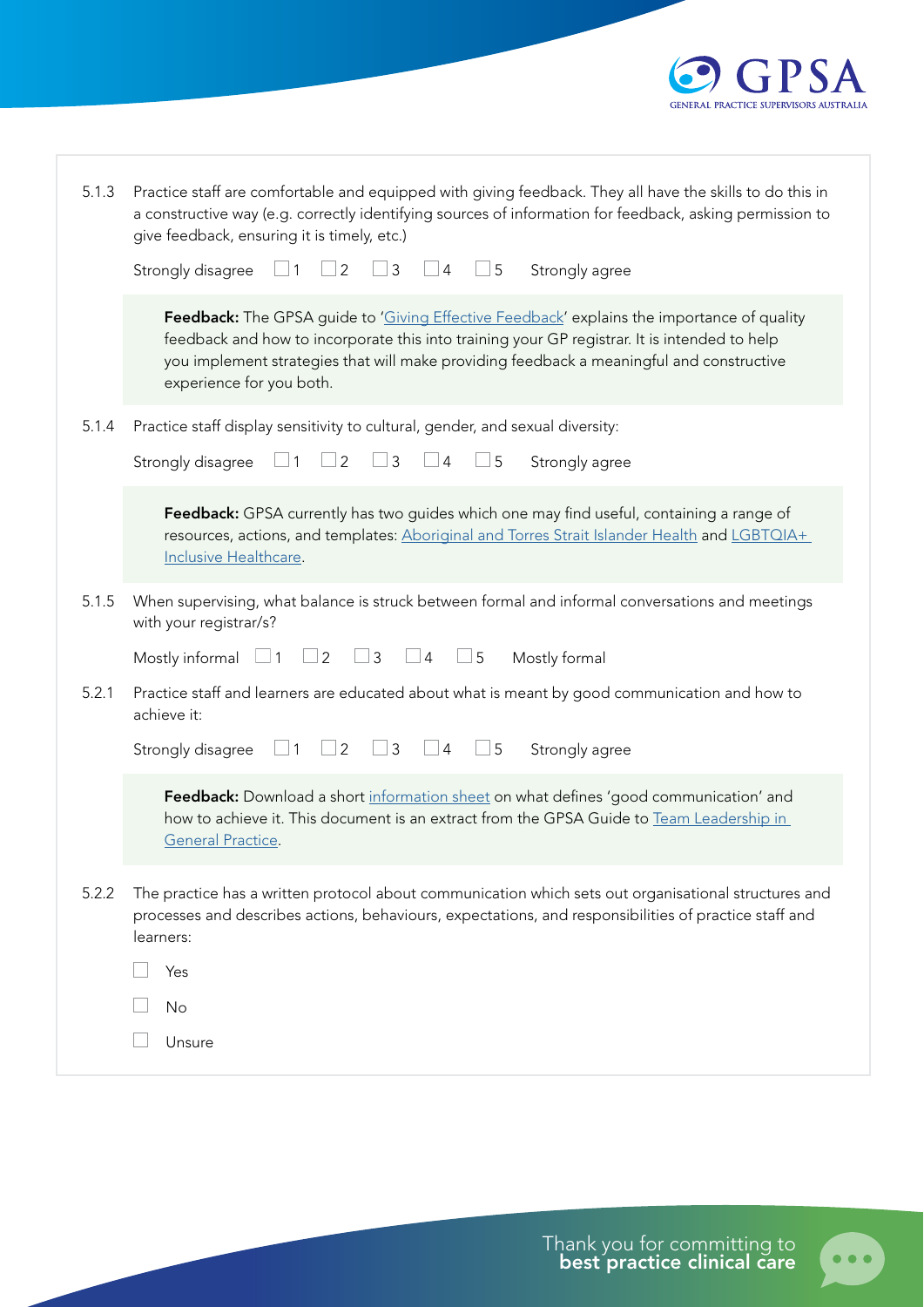5.1.3 Practice staff are comfortable and equipped with giving feedback. They all have the skills to do this in a constructive way (e.g. correctly identifying sources of information for feedback, asking permission to give feedback, ensuring it is timely, etc.)

Strongly disagree ☐ 1 ☐ 2 ☐ 3 ☐ 4 ☐ 5 Strongly agree

> **Feedback:** The GPSA guide to '[Giving Effective Feedback](#)' explains the importance of quality feedback and how to incorporate this into training your GP registrar. It is intended to help you implement strategies that will make providing feedback a meaningful and constructive experience for you both.

5.1.4 Practice staff display sensitivity to cultural, gender, and sexual diversity:

Strongly disagree ☐ 1 ☐ 2 ☐ 3 ☐ 4 ☐ 5 Strongly agree

> **Feedback:** GPSA currently has two guides which one may find useful, containing a range of resources, actions, and templates: [Aboriginal and Torres Strait Islander Health](#) and [LGBTQIA+ Inclusive Healthcare](#).

5.1.5 When supervising, what balance is struck between formal and informal conversations and meetings with your registrar/s?

Mostly informal ☐ 1 ☐ 2 ☐ 3 ☐ 4 ☐ 5 Mostly formal

5.2.1 Practice staff and learners are educated about what is meant by good communication and how to achieve it:

Strongly disagree ☐ 1 ☐ 2 ☐ 3 ☐ 4 ☐ 5 Strongly agree

> **Feedback:** Download a short [information sheet](#) on what defines 'good communication' and how to achieve it. This document is an extract from the GPSA Guide to [Team Leadership in General Practice](#).

5.2.2 The practice has a written protocol about communication which sets out organisational structures and processes and describes actions, behaviours, expectations, and responsibilities of practice staff and learners:

- ☐ Yes
- ☐ No
- ☐ Unsure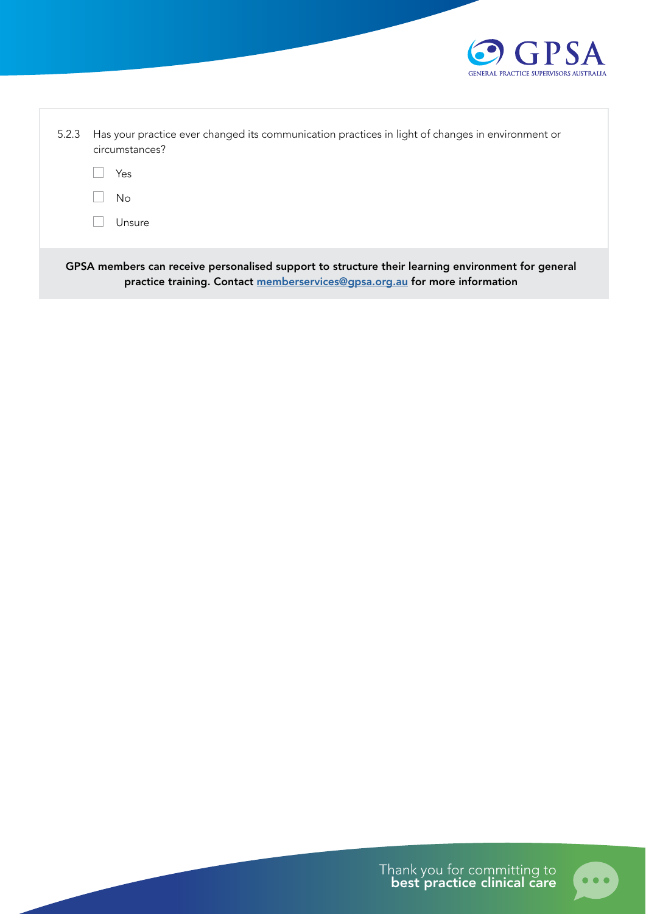5.2.3 Has your practice ever changed its communication practices in light of changes in environment or circumstances?

- ☐ Yes
- ☐ No
- ☐ Unsure

**GPSA members can receive personalised support to structure their learning environment for general practice training. Contact [memberservices@gpsa.org.au](mailto:memberservices@gpsa.org.au) for more information**